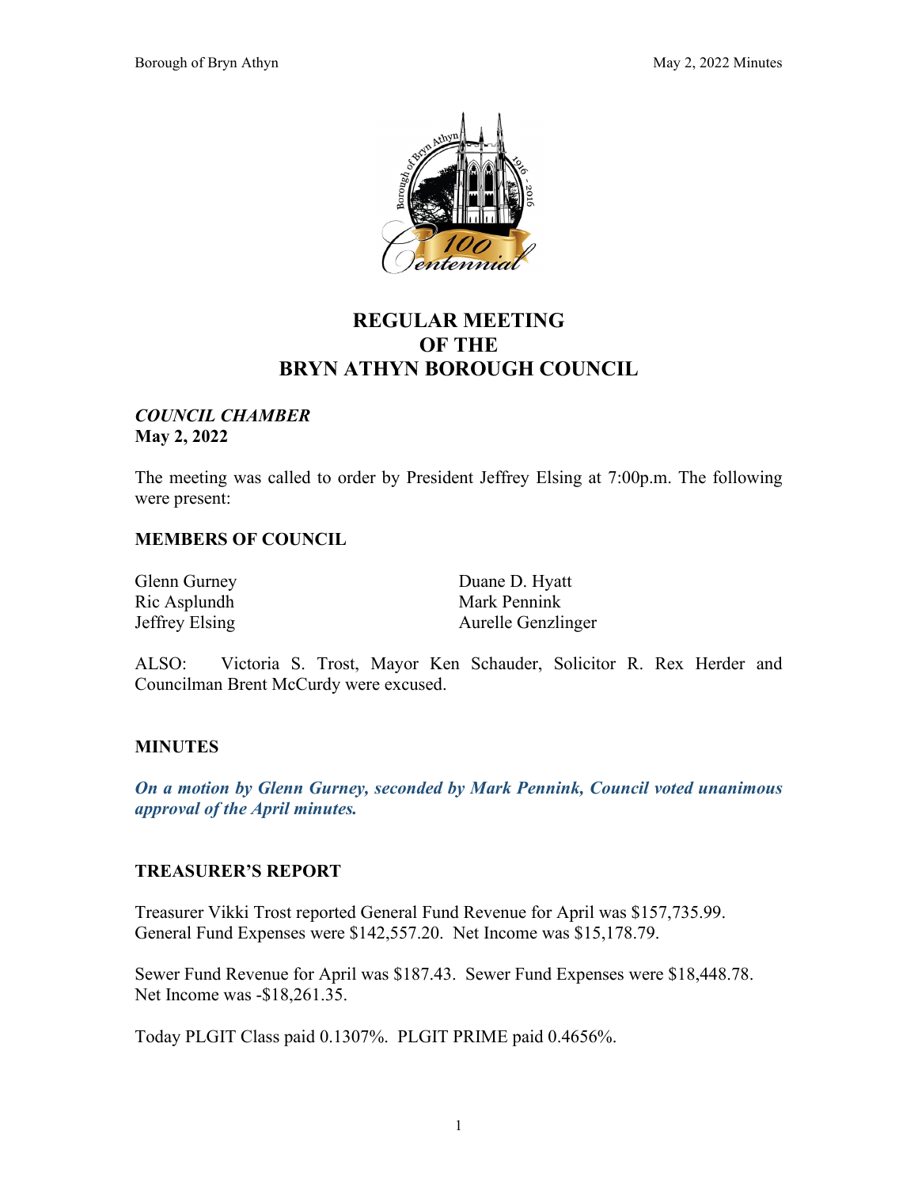# REGULAR MEETING OF THE BRYN ATHYN BOROUGH COUNCIL

***COUNCIL CHAMBER***
**May 2, 2022**

The meeting was called to order by President Jeffrey Elsing at 7:00p.m. The following were present:

## MEMBERS OF COUNCIL

| | |
|---|---|
| Glenn Gurney | Duane D. Hyatt |
| Ric Asplundh | Mark Pennink |
| Jeffrey Elsing | Aurelle Genzlinger |

ALSO: Victoria S. Trost, Mayor Ken Schauder, Solicitor R. Rex Herder and Councilman Brent McCurdy were excused.

## MINUTES

***On a motion by Glenn Gurney, seconded by Mark Pennink, Council voted unanimous approval of the April minutes.***

## TREASURER'S REPORT

Treasurer Vikki Trost reported General Fund Revenue for April was $157,735.99. General Fund Expenses were $142,557.20. Net Income was $15,178.79.

Sewer Fund Revenue for April was $187.43. Sewer Fund Expenses were $18,448.78. Net Income was -$18,261.35.

Today PLGIT Class paid 0.1307%. PLGIT PRIME paid 0.4656%.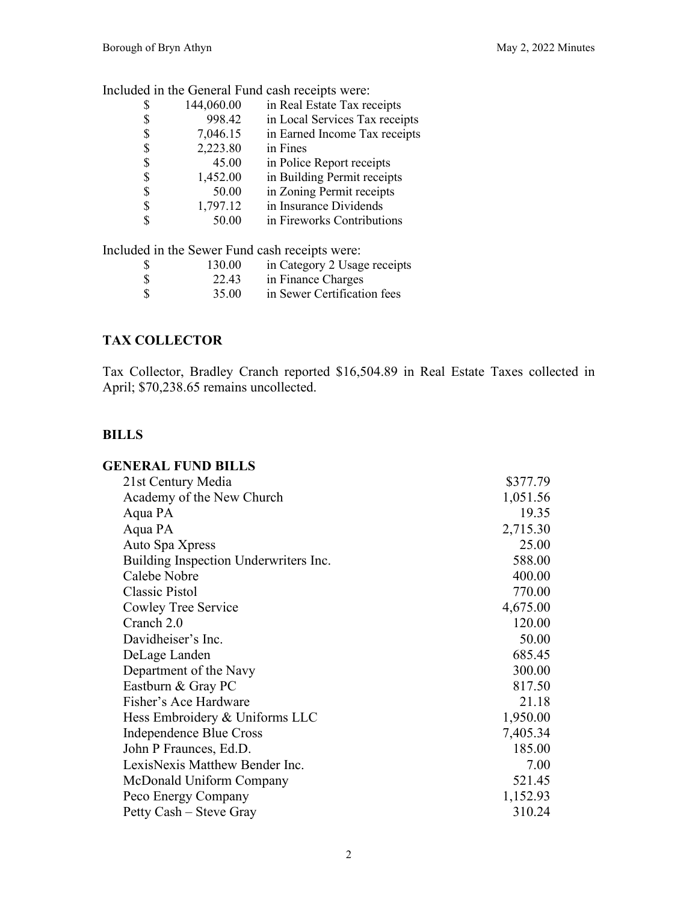Included in the General Fund cash receipts were:

| | | |
|---|---|---|
| $ | 144,060.00 | in Real Estate Tax receipts |
| $ | 998.42 | in Local Services Tax receipts |
| $ | 7,046.15 | in Earned Income Tax receipts |
| $ | 2,223.80 | in Fines |
| $ | 45.00 | in Police Report receipts |
| $ | 1,452.00 | in Building Permit receipts |
| $ | 50.00 | in Zoning Permit receipts |
| $ | 1,797.12 | in Insurance Dividends |
| $ | 50.00 | in Fireworks Contributions |

Included in the Sewer Fund cash receipts were:

| | | |
|---|---|---|
| $ | 130.00 | in Category 2 Usage receipts |
| $ | 22.43 | in Finance Charges |
| $ | 35.00 | in Sewer Certification fees |

## TAX COLLECTOR

Tax Collector, Bradley Cranch reported $16,504.89 in Real Estate Taxes collected in April; $70,238.65 remains uncollected.

## BILLS

### GENERAL FUND BILLS

| | |
|---|---|
| 21st Century Media | $377.79 |
| Academy of the New Church | 1,051.56 |
| Aqua PA | 19.35 |
| Aqua PA | 2,715.30 |
| Auto Spa Xpress | 25.00 |
| Building Inspection Underwriters Inc. | 588.00 |
| Calebe Nobre | 400.00 |
| Classic Pistol | 770.00 |
| Cowley Tree Service | 4,675.00 |
| Cranch 2.0 | 120.00 |
| Davidheiser's Inc. | 50.00 |
| DeLage Landen | 685.45 |
| Department of the Navy | 300.00 |
| Eastburn & Gray PC | 817.50 |
| Fisher's Ace Hardware | 21.18 |
| Hess Embroidery & Uniforms LLC | 1,950.00 |
| Independence Blue Cross | 7,405.34 |
| John P Fraunces, Ed.D. | 185.00 |
| LexisNexis Matthew Bender Inc. | 7.00 |
| McDonald Uniform Company | 521.45 |
| Peco Energy Company | 1,152.93 |
| Petty Cash – Steve Gray | 310.24 |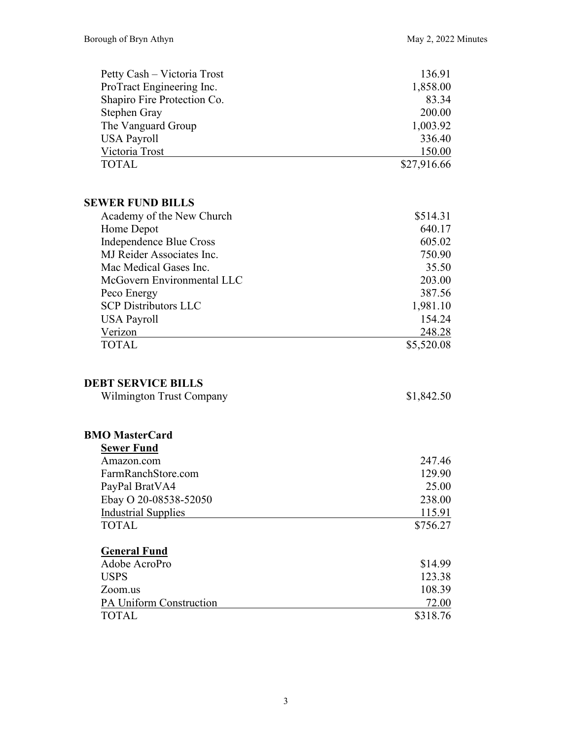| | |
|---|---|
| Petty Cash – Victoria Trost | 136.91 |
| ProTract Engineering Inc. | 1,858.00 |
| Shapiro Fire Protection Co. | 83.34 |
| Stephen Gray | 200.00 |
| The Vanguard Group | 1,003.92 |
| USA Payroll | 336.40 |
| Victoria Trost | 150.00 |
| TOTAL | $27,916.66 |

**SEWER FUND BILLS**

| | |
|---|---|
| Academy of the New Church | $514.31 |
| Home Depot | 640.17 |
| Independence Blue Cross | 605.02 |
| MJ Reider Associates Inc. | 750.90 |
| Mac Medical Gases Inc. | 35.50 |
| McGovern Environmental LLC | 203.00 |
| Peco Energy | 387.56 |
| SCP Distributors LLC | 1,981.10 |
| USA Payroll | 154.24 |
| Verizon | 248.28 |
| TOTAL | $5,520.08 |

**DEBT SERVICE BILLS**

| | |
|---|---|
| Wilmington Trust Company | $1,842.50 |

**BMO MasterCard**

**Sewer Fund**

| | |
|---|---|
| Amazon.com | 247.46 |
| FarmRanchStore.com | 129.90 |
| PayPal BratVA4 | 25.00 |
| Ebay O 20-08538-52050 | 238.00 |
| Industrial Supplies | 115.91 |
| TOTAL | $756.27 |

**General Fund**

| | |
|---|---|
| Adobe AcroPro | $14.99 |
| USPS | 123.38 |
| Zoom.us | 108.39 |
| PA Uniform Construction | 72.00 |
| TOTAL | $318.76 |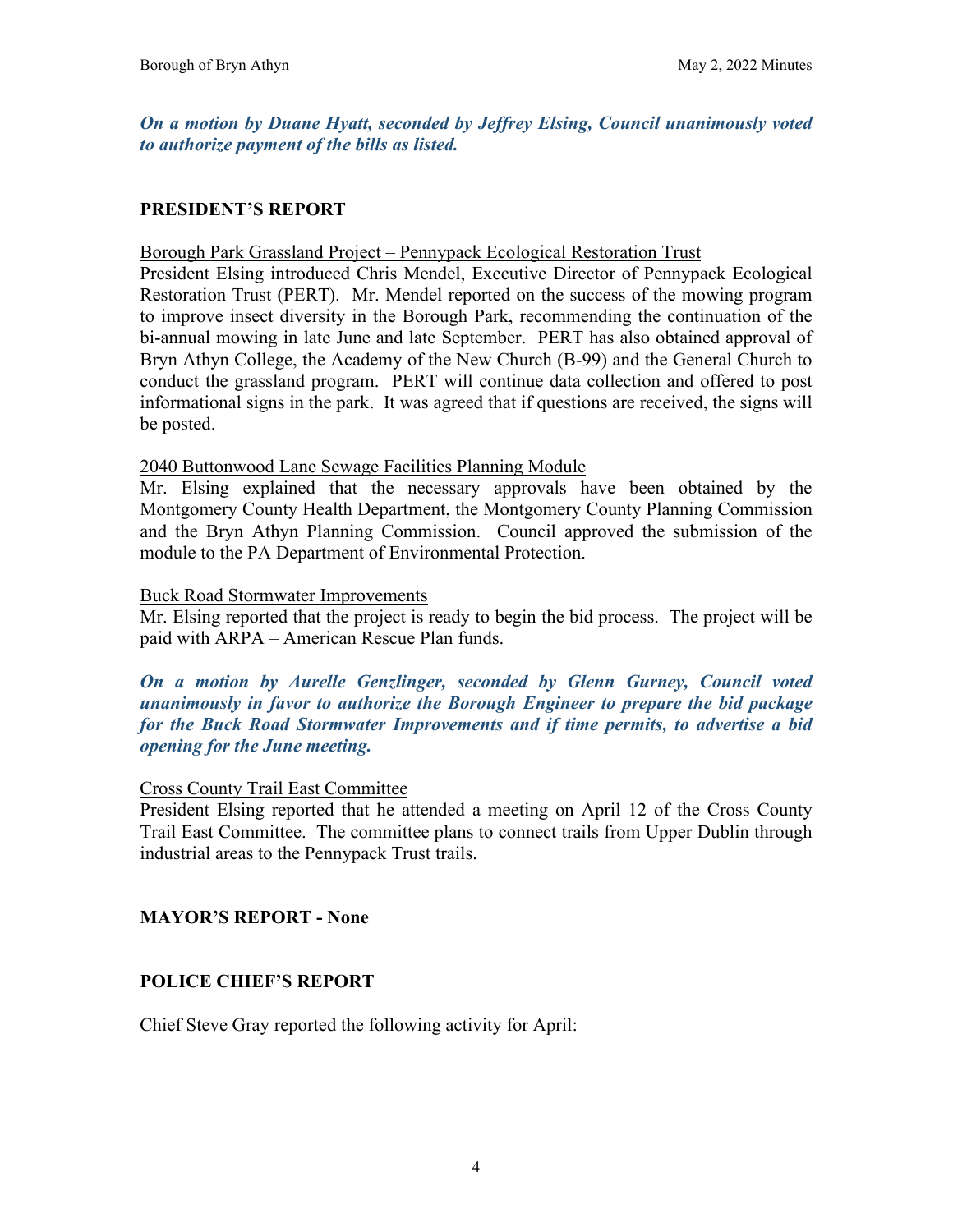***On a motion by Duane Hyatt, seconded by Jeffrey Elsing, Council unanimously voted to authorize payment of the bills as listed.***

## PRESIDENT'S REPORT

Borough Park Grassland Project – Pennypack Ecological Restoration Trust

President Elsing introduced Chris Mendel, Executive Director of Pennypack Ecological Restoration Trust (PERT). Mr. Mendel reported on the success of the mowing program to improve insect diversity in the Borough Park, recommending the continuation of the bi-annual mowing in late June and late September. PERT has also obtained approval of Bryn Athyn College, the Academy of the New Church (B-99) and the General Church to conduct the grassland program. PERT will continue data collection and offered to post informational signs in the park. It was agreed that if questions are received, the signs will be posted.

2040 Buttonwood Lane Sewage Facilities Planning Module

Mr. Elsing explained that the necessary approvals have been obtained by the Montgomery County Health Department, the Montgomery County Planning Commission and the Bryn Athyn Planning Commission. Council approved the submission of the module to the PA Department of Environmental Protection.

Buck Road Stormwater Improvements

Mr. Elsing reported that the project is ready to begin the bid process. The project will be paid with ARPA – American Rescue Plan funds.

***On a motion by Aurelle Genzlinger, seconded by Glenn Gurney, Council voted unanimously in favor to authorize the Borough Engineer to prepare the bid package for the Buck Road Stormwater Improvements and if time permits, to advertise a bid opening for the June meeting.***

Cross County Trail East Committee

President Elsing reported that he attended a meeting on April 12 of the Cross County Trail East Committee. The committee plans to connect trails from Upper Dublin through industrial areas to the Pennypack Trust trails.

## MAYOR'S REPORT - None

## POLICE CHIEF'S REPORT

Chief Steve Gray reported the following activity for April: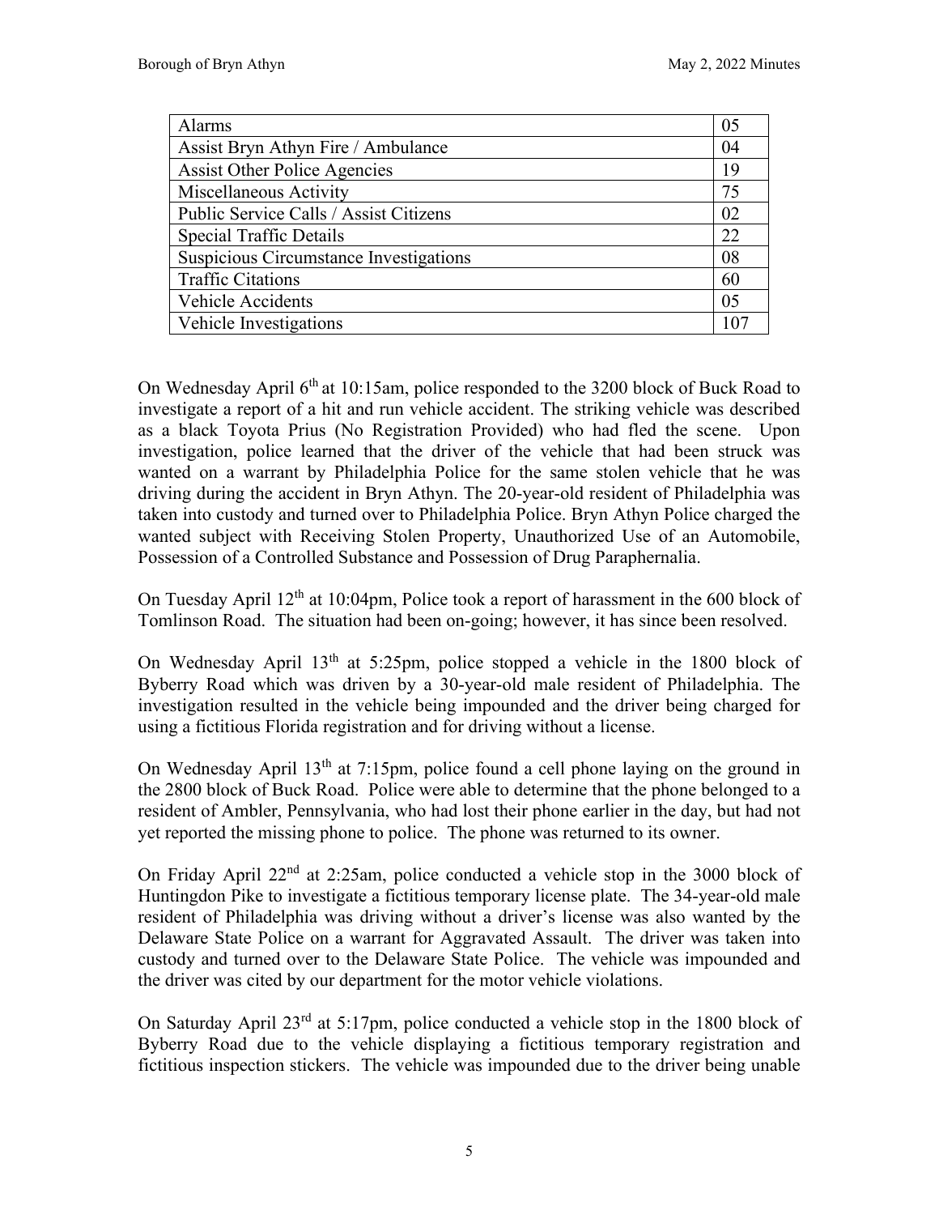| | |
|---|---|
| Alarms | 05 |
| Assist Bryn Athyn Fire / Ambulance | 04 |
| Assist Other Police Agencies | 19 |
| Miscellaneous Activity | 75 |
| Public Service Calls / Assist Citizens | 02 |
| Special Traffic Details | 22 |
| Suspicious Circumstance Investigations | 08 |
| Traffic Citations | 60 |
| Vehicle Accidents | 05 |
| Vehicle Investigations | 107 |

On Wednesday April 6th at 10:15am, police responded to the 3200 block of Buck Road to investigate a report of a hit and run vehicle accident. The striking vehicle was described as a black Toyota Prius (No Registration Provided) who had fled the scene. Upon investigation, police learned that the driver of the vehicle that had been struck was wanted on a warrant by Philadelphia Police for the same stolen vehicle that he was driving during the accident in Bryn Athyn. The 20-year-old resident of Philadelphia was taken into custody and turned over to Philadelphia Police. Bryn Athyn Police charged the wanted subject with Receiving Stolen Property, Unauthorized Use of an Automobile, Possession of a Controlled Substance and Possession of Drug Paraphernalia.

On Tuesday April 12th at 10:04pm, Police took a report of harassment in the 600 block of Tomlinson Road. The situation had been on-going; however, it has since been resolved.

On Wednesday April 13th at 5:25pm, police stopped a vehicle in the 1800 block of Byberry Road which was driven by a 30-year-old male resident of Philadelphia. The investigation resulted in the vehicle being impounded and the driver being charged for using a fictitious Florida registration and for driving without a license.

On Wednesday April 13th at 7:15pm, police found a cell phone laying on the ground in the 2800 block of Buck Road. Police were able to determine that the phone belonged to a resident of Ambler, Pennsylvania, who had lost their phone earlier in the day, but had not yet reported the missing phone to police. The phone was returned to its owner.

On Friday April 22nd at 2:25am, police conducted a vehicle stop in the 3000 block of Huntingdon Pike to investigate a fictitious temporary license plate. The 34-year-old male resident of Philadelphia was driving without a driver's license was also wanted by the Delaware State Police on a warrant for Aggravated Assault. The driver was taken into custody and turned over to the Delaware State Police. The vehicle was impounded and the driver was cited by our department for the motor vehicle violations.

On Saturday April 23rd at 5:17pm, police conducted a vehicle stop in the 1800 block of Byberry Road due to the vehicle displaying a fictitious temporary registration and fictitious inspection stickers. The vehicle was impounded due to the driver being unable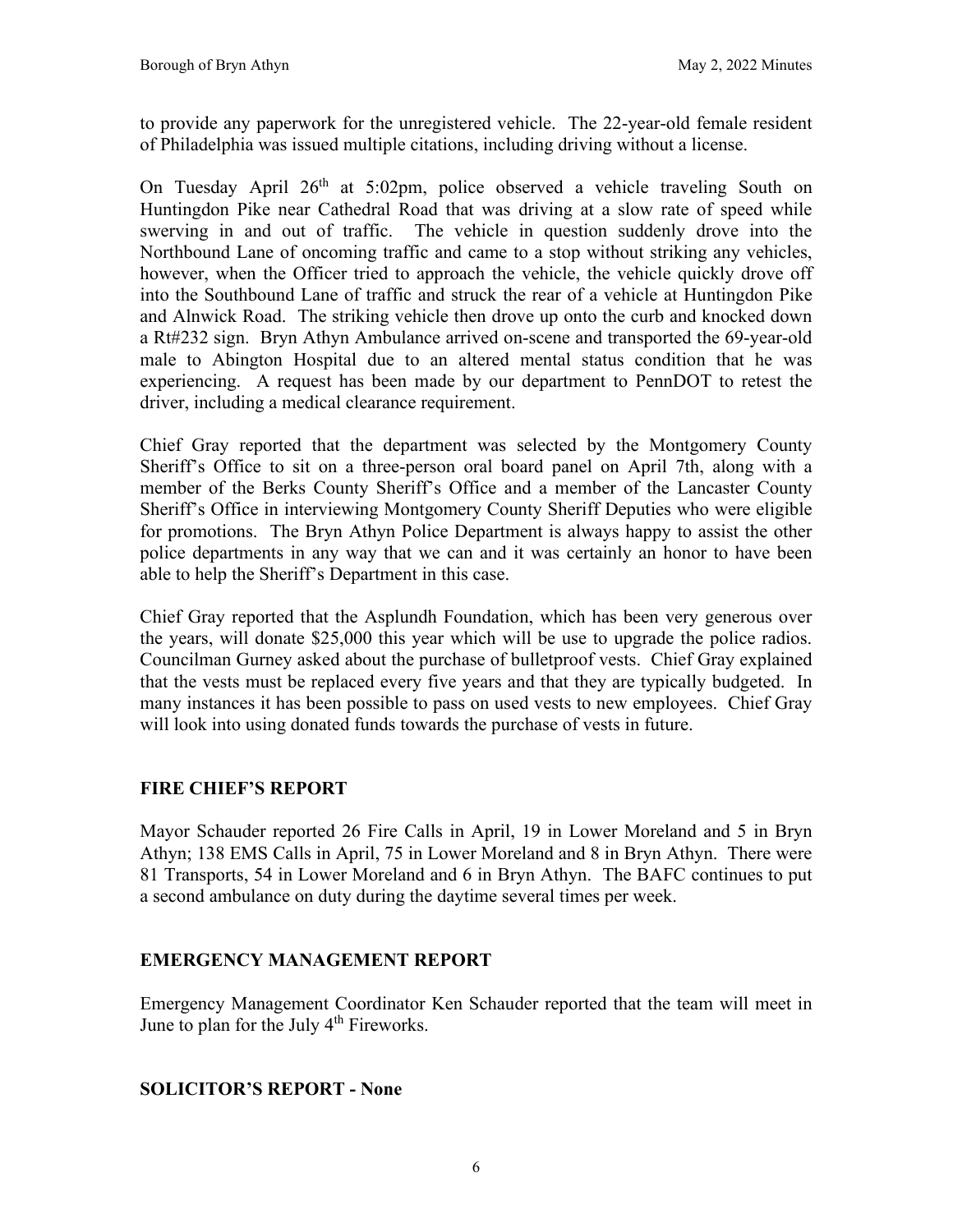to provide any paperwork for the unregistered vehicle. The 22-year-old female resident of Philadelphia was issued multiple citations, including driving without a license.

On Tuesday April 26th at 5:02pm, police observed a vehicle traveling South on Huntingdon Pike near Cathedral Road that was driving at a slow rate of speed while swerving in and out of traffic. The vehicle in question suddenly drove into the Northbound Lane of oncoming traffic and came to a stop without striking any vehicles, however, when the Officer tried to approach the vehicle, the vehicle quickly drove off into the Southbound Lane of traffic and struck the rear of a vehicle at Huntingdon Pike and Alnwick Road. The striking vehicle then drove up onto the curb and knocked down a Rt#232 sign. Bryn Athyn Ambulance arrived on-scene and transported the 69-year-old male to Abington Hospital due to an altered mental status condition that he was experiencing. A request has been made by our department to PennDOT to retest the driver, including a medical clearance requirement.

Chief Gray reported that the department was selected by the Montgomery County Sheriff's Office to sit on a three-person oral board panel on April 7th, along with a member of the Berks County Sheriff's Office and a member of the Lancaster County Sheriff's Office in interviewing Montgomery County Sheriff Deputies who were eligible for promotions. The Bryn Athyn Police Department is always happy to assist the other police departments in any way that we can and it was certainly an honor to have been able to help the Sheriff's Department in this case.

Chief Gray reported that the Asplundh Foundation, which has been very generous over the years, will donate $25,000 this year which will be use to upgrade the police radios. Councilman Gurney asked about the purchase of bulletproof vests. Chief Gray explained that the vests must be replaced every five years and that they are typically budgeted. In many instances it has been possible to pass on used vests to new employees. Chief Gray will look into using donated funds towards the purchase of vests in future.

## FIRE CHIEF'S REPORT

Mayor Schauder reported 26 Fire Calls in April, 19 in Lower Moreland and 5 in Bryn Athyn; 138 EMS Calls in April, 75 in Lower Moreland and 8 in Bryn Athyn. There were 81 Transports, 54 in Lower Moreland and 6 in Bryn Athyn. The BAFC continues to put a second ambulance on duty during the daytime several times per week.

## EMERGENCY MANAGEMENT REPORT

Emergency Management Coordinator Ken Schauder reported that the team will meet in June to plan for the July 4th Fireworks.

## SOLICITOR'S REPORT - None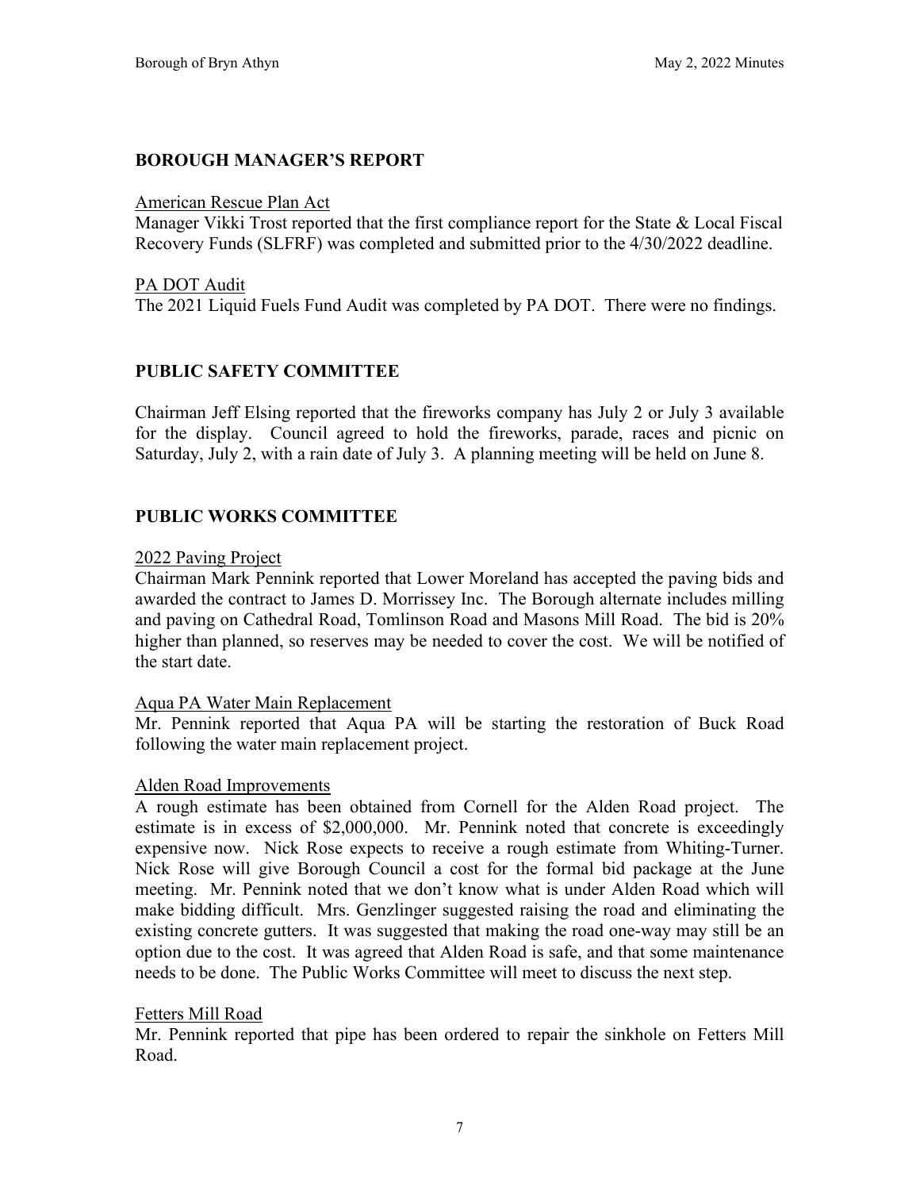## BOROUGH MANAGER'S REPORT

American Rescue Plan Act

Manager Vikki Trost reported that the first compliance report for the State & Local Fiscal Recovery Funds (SLFRF) was completed and submitted prior to the 4/30/2022 deadline.

PA DOT Audit

The 2021 Liquid Fuels Fund Audit was completed by PA DOT. There were no findings.

## PUBLIC SAFETY COMMITTEE

Chairman Jeff Elsing reported that the fireworks company has July 2 or July 3 available for the display. Council agreed to hold the fireworks, parade, races and picnic on Saturday, July 2, with a rain date of July 3. A planning meeting will be held on June 8.

## PUBLIC WORKS COMMITTEE

2022 Paving Project

Chairman Mark Pennink reported that Lower Moreland has accepted the paving bids and awarded the contract to James D. Morrissey Inc. The Borough alternate includes milling and paving on Cathedral Road, Tomlinson Road and Masons Mill Road. The bid is 20% higher than planned, so reserves may be needed to cover the cost. We will be notified of the start date.

Aqua PA Water Main Replacement

Mr. Pennink reported that Aqua PA will be starting the restoration of Buck Road following the water main replacement project.

Alden Road Improvements

A rough estimate has been obtained from Cornell for the Alden Road project. The estimate is in excess of $2,000,000. Mr. Pennink noted that concrete is exceedingly expensive now. Nick Rose expects to receive a rough estimate from Whiting-Turner. Nick Rose will give Borough Council a cost for the formal bid package at the June meeting. Mr. Pennink noted that we don't know what is under Alden Road which will make bidding difficult. Mrs. Genzlinger suggested raising the road and eliminating the existing concrete gutters. It was suggested that making the road one-way may still be an option due to the cost. It was agreed that Alden Road is safe, and that some maintenance needs to be done. The Public Works Committee will meet to discuss the next step.

Fetters Mill Road

Mr. Pennink reported that pipe has been ordered to repair the sinkhole on Fetters Mill Road.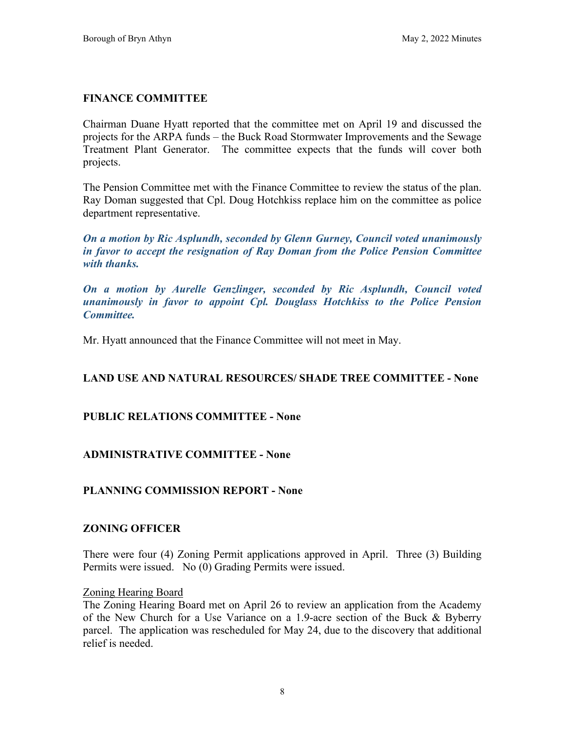## FINANCE COMMITTEE

Chairman Duane Hyatt reported that the committee met on April 19 and discussed the projects for the ARPA funds – the Buck Road Stormwater Improvements and the Sewage Treatment Plant Generator. The committee expects that the funds will cover both projects.

The Pension Committee met with the Finance Committee to review the status of the plan. Ray Doman suggested that Cpl. Doug Hotchkiss replace him on the committee as police department representative.

***On a motion by Ric Asplundh, seconded by Glenn Gurney, Council voted unanimously in favor to accept the resignation of Ray Doman from the Police Pension Committee with thanks.***

***On a motion by Aurelle Genzlinger, seconded by Ric Asplundh, Council voted unanimously in favor to appoint Cpl. Douglass Hotchkiss to the Police Pension Committee.***

Mr. Hyatt announced that the Finance Committee will not meet in May.

## LAND USE AND NATURAL RESOURCES/ SHADE TREE COMMITTEE - None

## PUBLIC RELATIONS COMMITTEE - None

## ADMINISTRATIVE COMMITTEE - None

## PLANNING COMMISSION REPORT - None

## ZONING OFFICER

There were four (4) Zoning Permit applications approved in April. Three (3) Building Permits were issued. No (0) Grading Permits were issued.

Zoning Hearing Board

The Zoning Hearing Board met on April 26 to review an application from the Academy of the New Church for a Use Variance on a 1.9-acre section of the Buck & Byberry parcel. The application was rescheduled for May 24, due to the discovery that additional relief is needed.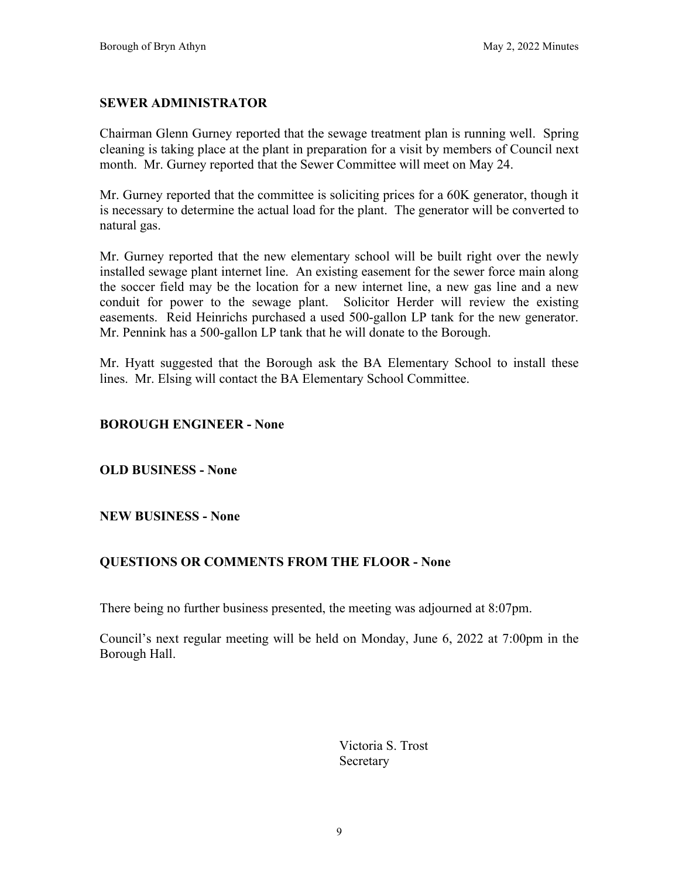## SEWER ADMINISTRATOR

Chairman Glenn Gurney reported that the sewage treatment plan is running well. Spring cleaning is taking place at the plant in preparation for a visit by members of Council next month. Mr. Gurney reported that the Sewer Committee will meet on May 24.

Mr. Gurney reported that the committee is soliciting prices for a 60K generator, though it is necessary to determine the actual load for the plant. The generator will be converted to natural gas.

Mr. Gurney reported that the new elementary school will be built right over the newly installed sewage plant internet line. An existing easement for the sewer force main along the soccer field may be the location for a new internet line, a new gas line and a new conduit for power to the sewage plant. Solicitor Herder will review the existing easements. Reid Heinrichs purchased a used 500-gallon LP tank for the new generator. Mr. Pennink has a 500-gallon LP tank that he will donate to the Borough.

Mr. Hyatt suggested that the Borough ask the BA Elementary School to install these lines. Mr. Elsing will contact the BA Elementary School Committee.

## BOROUGH ENGINEER - None

## OLD BUSINESS - None

## NEW BUSINESS - None

## QUESTIONS OR COMMENTS FROM THE FLOOR - None

There being no further business presented, the meeting was adjourned at 8:07pm.

Council's next regular meeting will be held on Monday, June 6, 2022 at 7:00pm in the Borough Hall.

Victoria S. Trost
Secretary